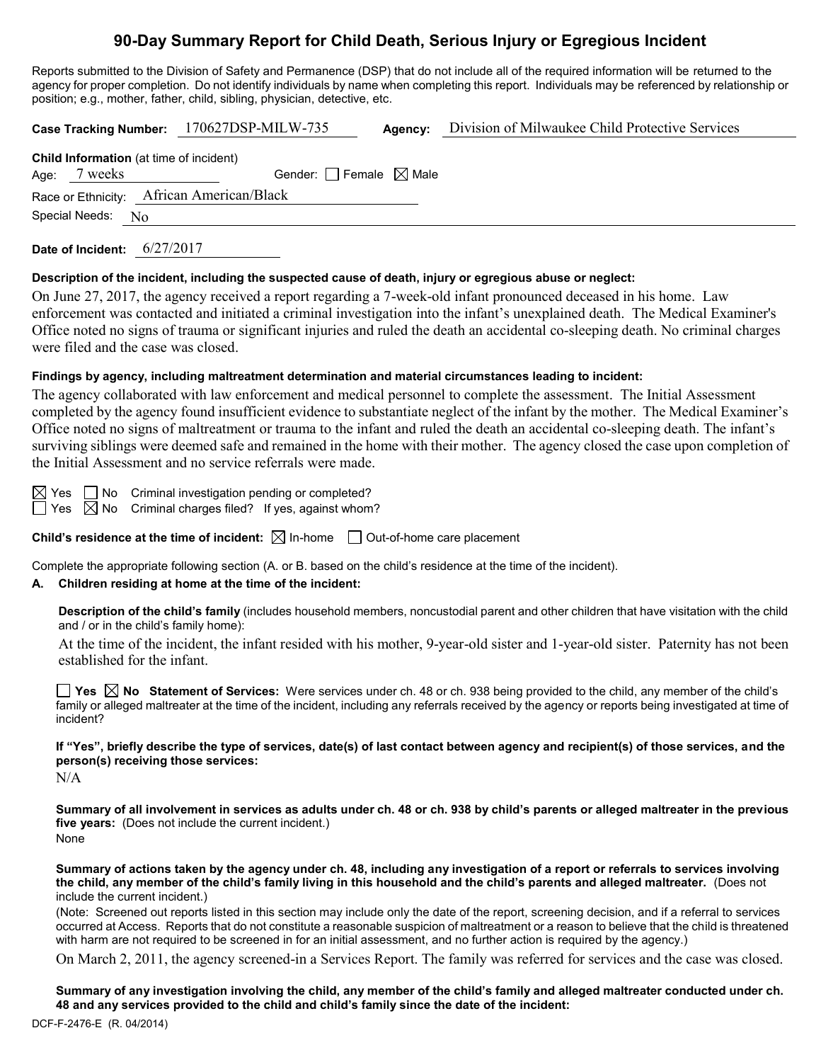# 90-Day Summary Report for Child Death, Serious Injury or Egregious Incident

Reports submitted to the Division of Safety and Permanence (DSP) that do not include all of the required information will be returned to the agency for proper completion. Do not identify individuals by name when completing this report. Individuals may be referenced by relationship or position; e.g., mother, father, child, sibling, physician, detective, etc.

**Case Tracking Number:** 170627DSP-MILW-735 **Agency:** Division of Milwaukee Child Protective Services

**Child Information** (at time of incident)

Age: 7 weeks Gender: ☐ Female ☒ Male

Race or Ethnicity: African American/Black

Special Needs: No

**Date of Incident:** 6/27/2017

**Description of the incident, including the suspected cause of death, injury or egregious abuse or neglect:**

On June 27, 2017, the agency received a report regarding a 7-week-old infant pronounced deceased in his home. Law enforcement was contacted and initiated a criminal investigation into the infant's unexplained death. The Medical Examiner's Office noted no signs of trauma or significant injuries and ruled the death an accidental co-sleeping death. No criminal charges were filed and the case was closed.

**Findings by agency, including maltreatment determination and material circumstances leading to incident:**

The agency collaborated with law enforcement and medical personnel to complete the assessment. The Initial Assessment completed by the agency found insufficient evidence to substantiate neglect of the infant by the mother. The Medical Examiner's Office noted no signs of maltreatment or trauma to the infant and ruled the death an accidental co-sleeping death. The infant's surviving siblings were deemed safe and remained in the home with their mother. The agency closed the case upon completion of the Initial Assessment and no service referrals were made.

☒ Yes ☐ No Criminal investigation pending or completed?

☐ Yes ☒ No Criminal charges filed? If yes, against whom?

**Child's residence at the time of incident:** ☒ In-home ☐ Out-of-home care placement

Complete the appropriate following section (A. or B. based on the child's residence at the time of the incident).

**A. Children residing at home at the time of the incident:**

**Description of the child's family** (includes household members, noncustodial parent and other children that have visitation with the child and / or in the child's family home):

At the time of the incident, the infant resided with his mother, 9-year-old sister and 1-year-old sister. Paternity has not been established for the infant.

☐ **Yes** ☒ **No Statement of Services:** Were services under ch. 48 or ch. 938 being provided to the child, any member of the child's family or alleged maltreater at the time of the incident, including any referrals received by the agency or reports being investigated at time of incident?

**If "Yes", briefly describe the type of services, date(s) of last contact between agency and recipient(s) of those services, and the person(s) receiving those services:**

N/A

**Summary of all involvement in services as adults under ch. 48 or ch. 938 by child's parents or alleged maltreater in the previous five years:** (Does not include the current incident.)

None

**Summary of actions taken by the agency under ch. 48, including any investigation of a report or referrals to services involving the child, any member of the child's family living in this household and the child's parents and alleged maltreater.** (Does not include the current incident.)

(Note: Screened out reports listed in this section may include only the date of the report, screening decision, and if a referral to services occurred at Access. Reports that do not constitute a reasonable suspicion of maltreatment or a reason to believe that the child is threatened with harm are not required to be screened in for an initial assessment, and no further action is required by the agency.)

On March 2, 2011, the agency screened-in a Services Report. The family was referred for services and the case was closed.

**Summary of any investigation involving the child, any member of the child's family and alleged maltreater conducted under ch. 48 and any services provided to the child and child's family since the date of the incident:**

DCF-F-2476-E (R. 04/2014)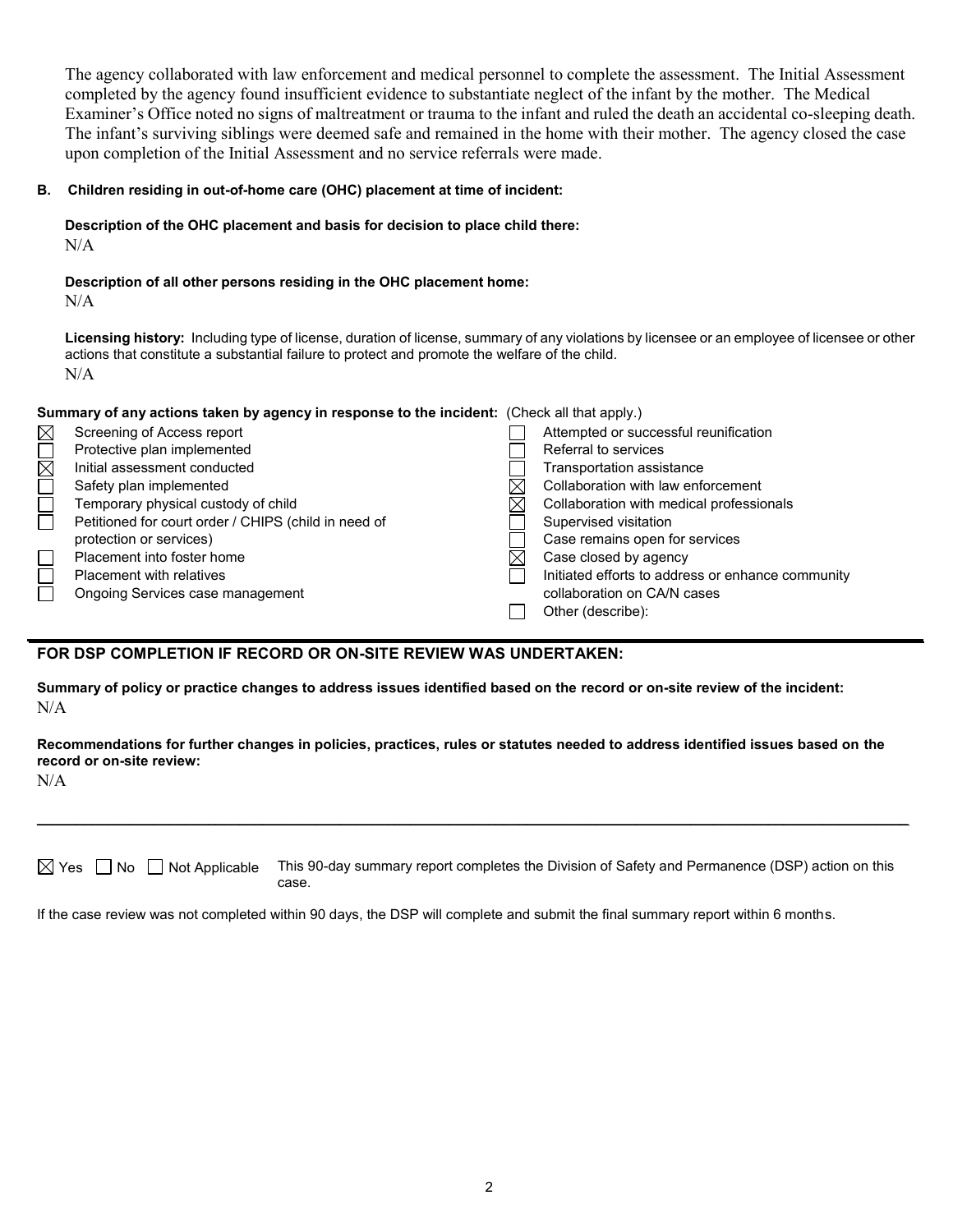The agency collaborated with law enforcement and medical personnel to complete the assessment. The Initial Assessment completed by the agency found insufficient evidence to substantiate neglect of the infant by the mother. The Medical Examiner's Office noted no signs of maltreatment or trauma to the infant and ruled the death an accidental co-sleeping death. The infant's surviving siblings were deemed safe and remained in the home with their mother. The agency closed the case upon completion of the Initial Assessment and no service referrals were made.

**B. Children residing in out-of-home care (OHC) placement at time of incident:**

**Description of the OHC placement and basis for decision to place child there:**
N/A

**Description of all other persons residing in the OHC placement home:**
N/A

**Licensing history:** Including type of license, duration of license, summary of any violations by licensee or an employee of licensee or other actions that constitute a substantial failure to protect and promote the welfare of the child.
N/A

**Summary of any actions taken by agency in response to the incident:** (Check all that apply.)

- ☒ Screening of Access report
- ☐ Protective plan implemented
- ☒ Initial assessment conducted
- ☐ Safety plan implemented
- ☐ Temporary physical custody of child
- ☐ Petitioned for court order / CHIPS (child in need of protection or services)
- ☐ Placement into foster home
- ☐ Placement with relatives
- ☐ Ongoing Services case management
- ☐ Attempted or successful reunification
- ☐ Referral to services
- ☐ Transportation assistance
- ☒ Collaboration with law enforcement
- ☒ Collaboration with medical professionals
- ☐ Supervised visitation
- ☐ Case remains open for services
- ☒ Case closed by agency
- ☐ Initiated efforts to address or enhance community collaboration on CA/N cases
- ☐ Other (describe):

## FOR DSP COMPLETION IF RECORD OR ON-SITE REVIEW WAS UNDERTAKEN:

**Summary of policy or practice changes to address issues identified based on the record or on-site review of the incident:**
N/A

**Recommendations for further changes in policies, practices, rules or statutes needed to address identified issues based on the record or on-site review:**
N/A

---

☒ Yes ☐ No ☐ Not Applicable This 90-day summary report completes the Division of Safety and Permanence (DSP) action on this case.

If the case review was not completed within 90 days, the DSP will complete and submit the final summary report within 6 months.